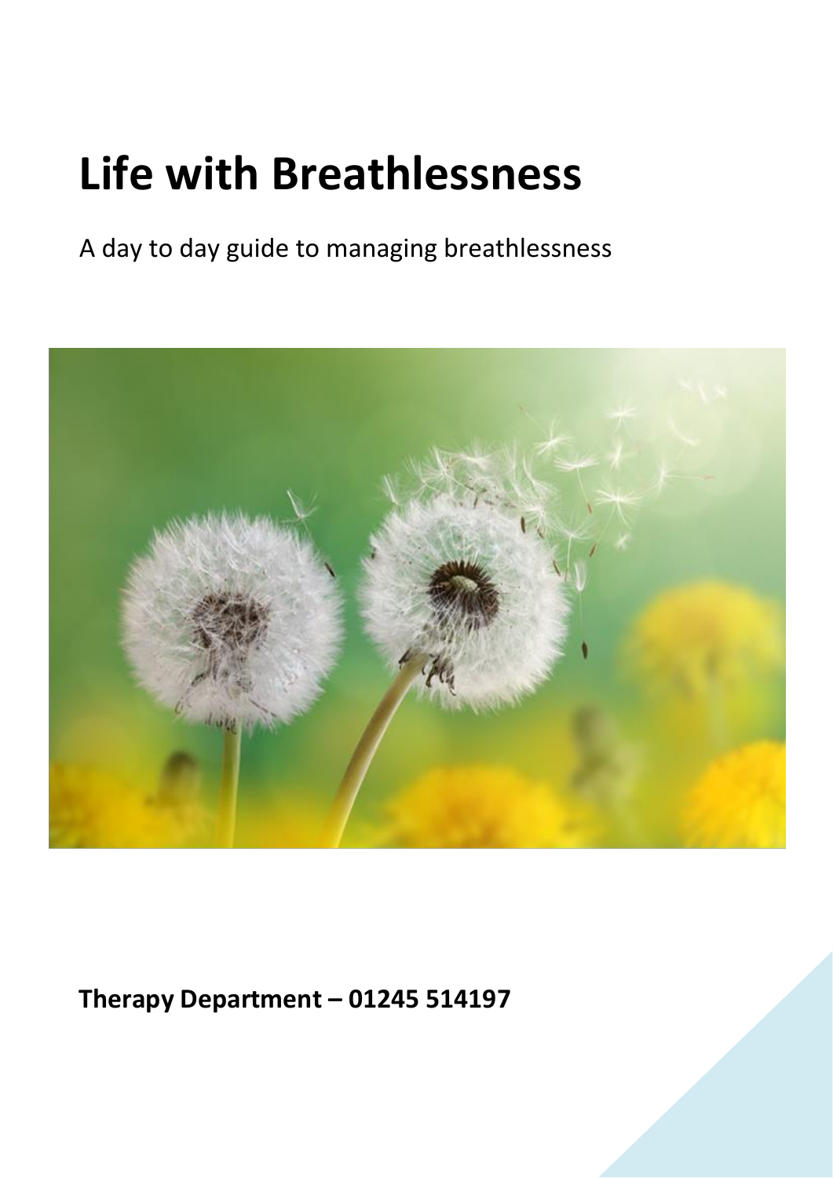# Life with Breathlessness

A day to day guide to managing breathlessness

**Therapy Department – 01245 514197**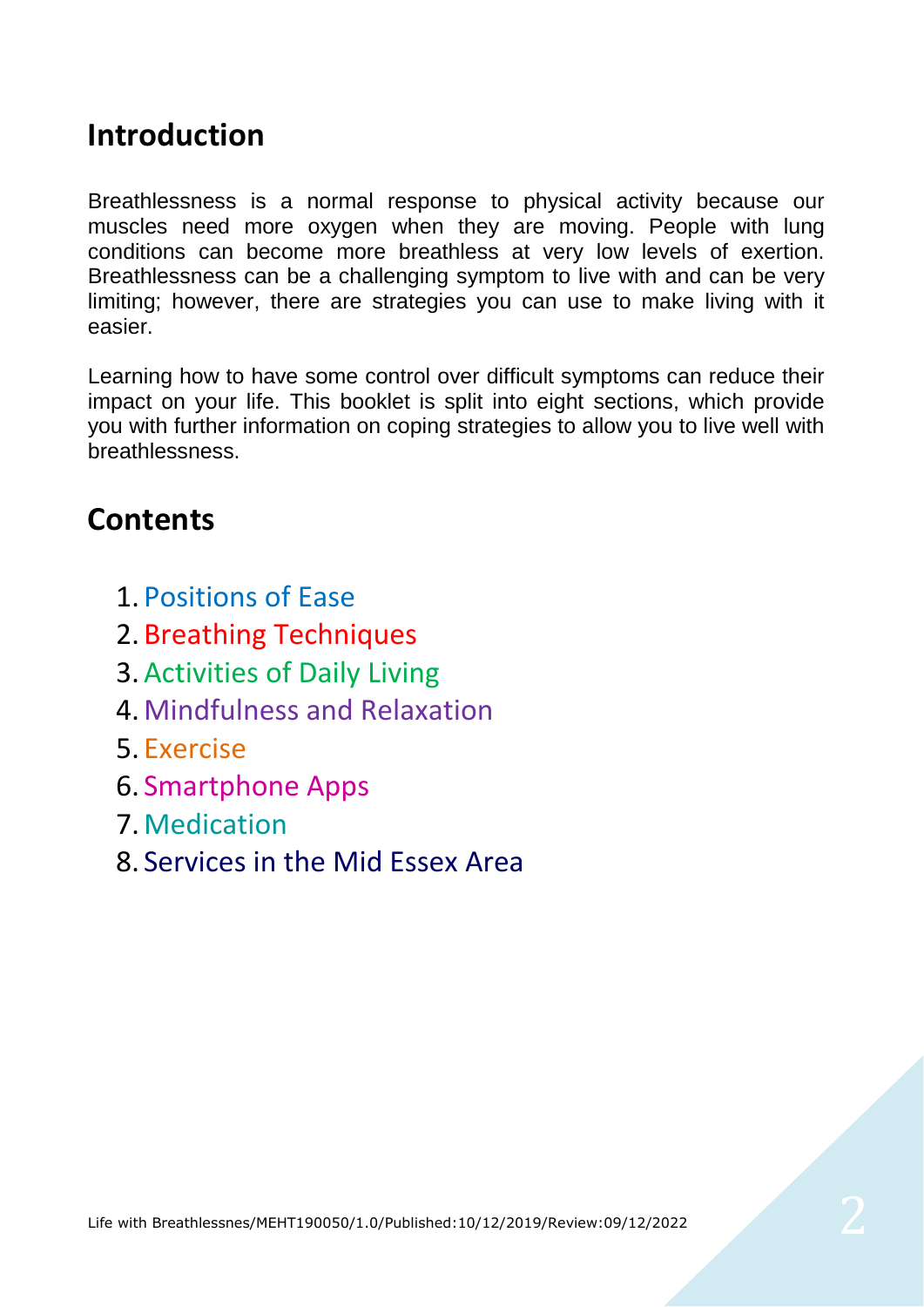## Introduction

Breathlessness is a normal response to physical activity because our muscles need more oxygen when they are moving. People with lung conditions can become more breathless at very low levels of exertion. Breathlessness can be a challenging symptom to live with and can be very limiting; however, there are strategies you can use to make living with it easier.

Learning how to have some control over difficult symptoms can reduce their impact on your life. This booklet is split into eight sections, which provide you with further information on coping strategies to allow you to live well with breathlessness.

## Contents

1. Positions of Ease
2. Breathing Techniques
3. Activities of Daily Living
4. Mindfulness and Relaxation
5. Exercise
6. Smartphone Apps
7. Medication
8. Services in the Mid Essex Area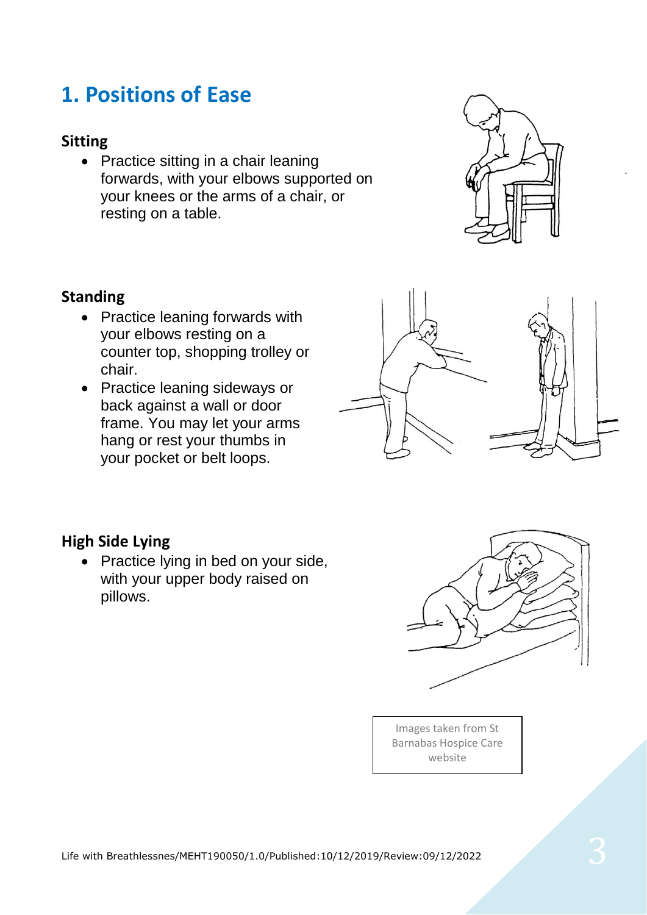## 1. Positions of Ease

### Sitting

- Practice sitting in a chair leaning forwards, with your elbows supported on your knees or the arms of a chair, or resting on a table.

### Standing

- Practice leaning forwards with your elbows resting on a counter top, shopping trolley or chair.
- Practice leaning sideways or back against a wall or door frame. You may let your arms hang or rest your thumbs in your pocket or belt loops.

### High Side Lying

- Practice lying in bed on your side, with your upper body raised on pillows.

Images taken from St Barnabas Hospice Care website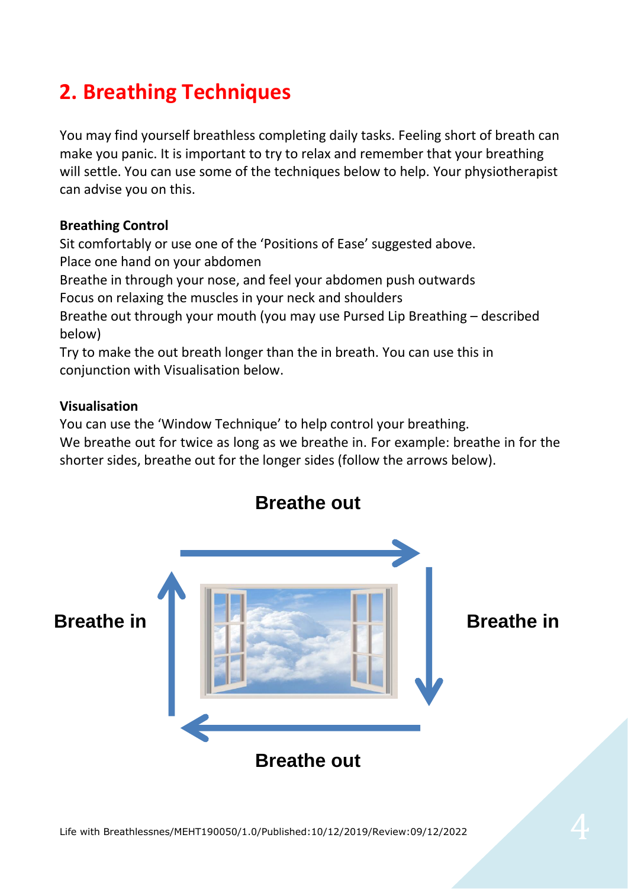## 2. Breathing Techniques

You may find yourself breathless completing daily tasks. Feeling short of breath can make you panic. It is important to try to relax and remember that your breathing will settle. You can use some of the techniques below to help. Your physiotherapist can advise you on this.

**Breathing Control**

Sit comfortably or use one of the 'Positions of Ease' suggested above.
Place one hand on your abdomen
Breathe in through your nose, and feel your abdomen push outwards
Focus on relaxing the muscles in your neck and shoulders
Breathe out through your mouth (you may use Pursed Lip Breathing – described below)
Try to make the out breath longer than the in breath. You can use this in conjunction with Visualisation below.

**Visualisation**

You can use the 'Window Technique' to help control your breathing.
We breathe out for twice as long as we breathe in. For example: breathe in for the shorter sides, breathe out for the longer sides (follow the arrows below).

**Breathe out**

**Breathe in** **Breathe in**

**Breathe out**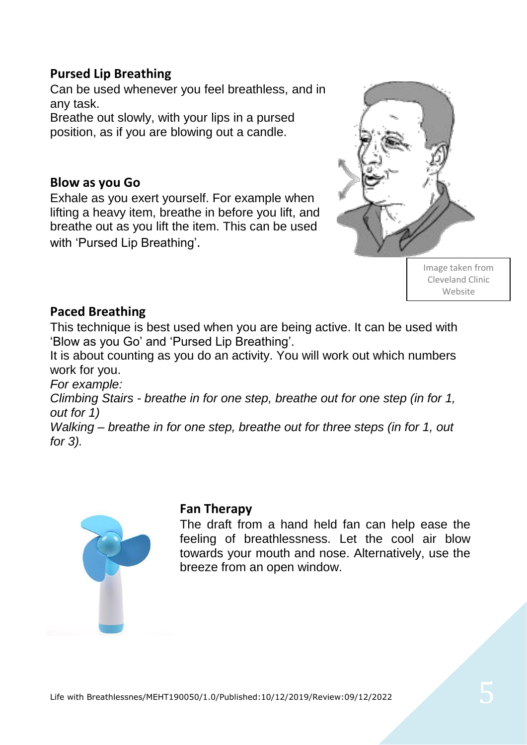## Pursed Lip Breathing

Can be used whenever you feel breathless, and in any task.
Breathe out slowly, with your lips in a pursed position, as if you are blowing out a candle.

## Blow as you Go

Exhale as you exert yourself. For example when lifting a heavy item, breathe in before you lift, and breathe out as you lift the item. This can be used with 'Pursed Lip Breathing'.

Image taken from Cleveland Clinic Website

## Paced Breathing

This technique is best used when you are being active. It can be used with 'Blow as you Go' and 'Pursed Lip Breathing'.
It is about counting as you do an activity. You will work out which numbers work for you.
*For example:*
*Climbing Stairs - breathe in for one step, breathe out for one step (in for 1, out for 1)*
*Walking – breathe in for one step, breathe out for three steps (in for 1, out for 3).*

## Fan Therapy

The draft from a hand held fan can help ease the feeling of breathlessness. Let the cool air blow towards your mouth and nose. Alternatively, use the breeze from an open window.

Life with Breathlessnes/MEHT190050/1.0/Published:10/12/2019/Review:09/12/2022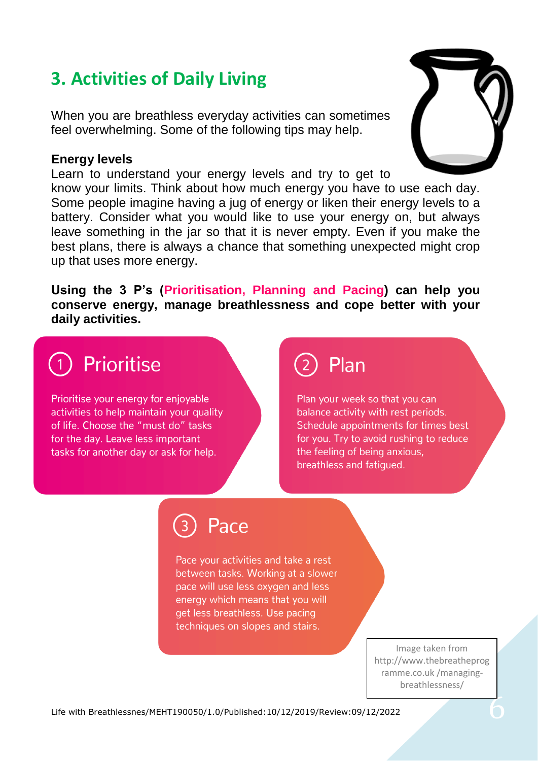## 3. Activities of Daily Living

When you are breathless everyday activities can sometimes feel overwhelming. Some of the following tips may help.

**Energy levels**

Learn to understand your energy levels and try to get to know your limits. Think about how much energy you have to use each day. Some people imagine having a jug of energy or liken their energy levels to a battery. Consider what you would like to use your energy on, but always leave something in the jar so that it is never empty. Even if you make the best plans, there is always a chance that something unexpected might crop up that uses more energy.

**Using the 3 P's (Prioritisation, Planning and Pacing) can help you conserve energy, manage breathlessness and cope better with your daily activities.**

### ① Prioritise

Prioritise your energy for enjoyable activities to help maintain your quality of life. Choose the "must do" tasks for the day. Leave less important tasks for another day or ask for help.

### ② Plan

Plan your week so that you can balance activity with rest periods. Schedule appointments for times best for you. Try to avoid rushing to reduce the feeling of being anxious, breathless and fatigued.

### ③ Pace

Pace your activities and take a rest between tasks. Working at a slower pace will use less oxygen and less energy which means that you will get less breathless. Use pacing techniques on slopes and stairs.

Image taken from http://www.thebreatheprogramme.co.uk /managing-breathlessness/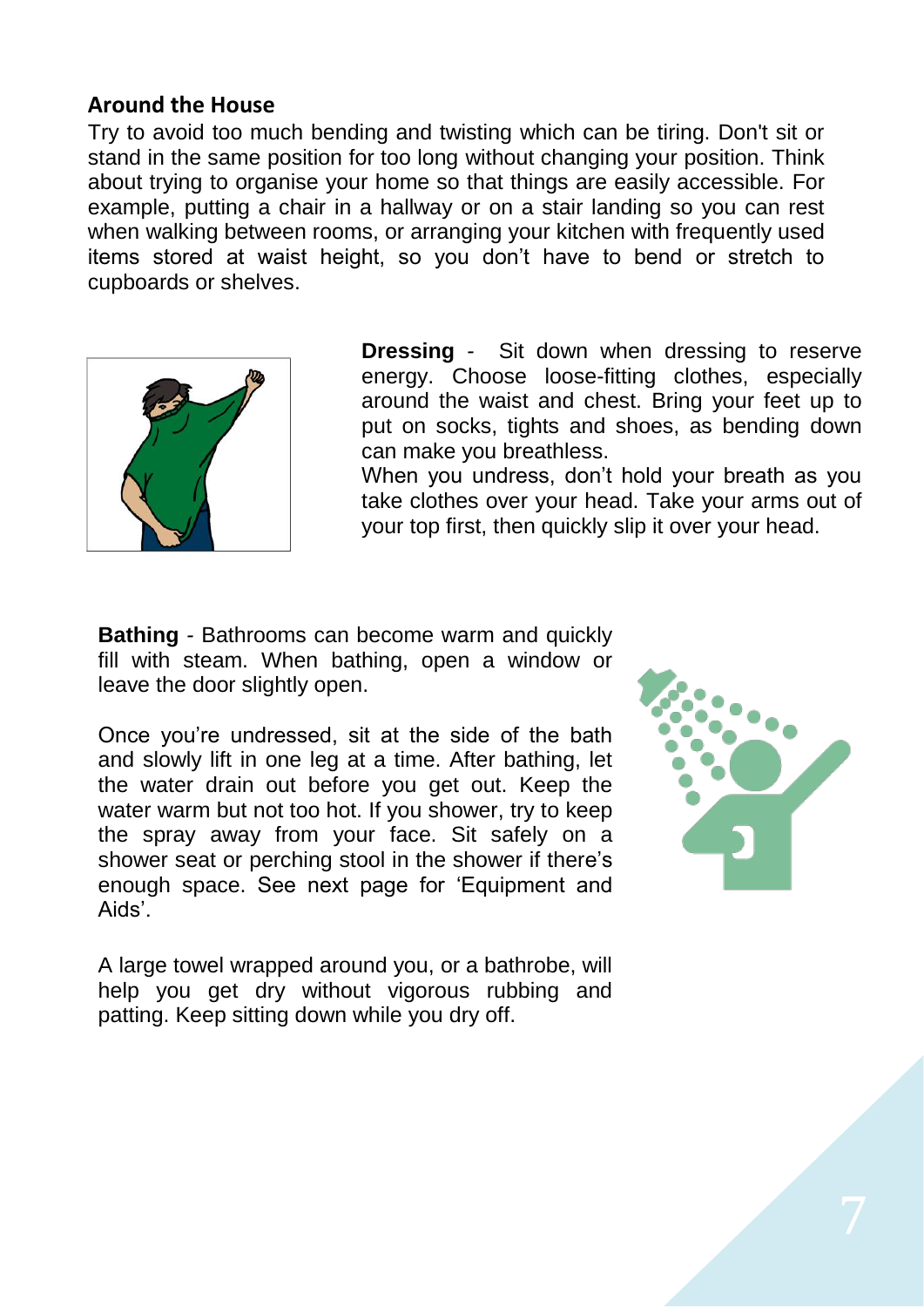## Around the House

Try to avoid too much bending and twisting which can be tiring. Don't sit or stand in the same position for too long without changing your position. Think about trying to organise your home so that things are easily accessible. For example, putting a chair in a hallway or on a stair landing so you can rest when walking between rooms, or arranging your kitchen with frequently used items stored at waist height, so you don't have to bend or stretch to cupboards or shelves.

**Dressing** - Sit down when dressing to reserve energy. Choose loose-fitting clothes, especially around the waist and chest. Bring your feet up to put on socks, tights and shoes, as bending down can make you breathless.

When you undress, don't hold your breath as you take clothes over your head. Take your arms out of your top first, then quickly slip it over your head.

**Bathing** - Bathrooms can become warm and quickly fill with steam. When bathing, open a window or leave the door slightly open.

Once you're undressed, sit at the side of the bath and slowly lift in one leg at a time. After bathing, let the water drain out before you get out. Keep the water warm but not too hot. If you shower, try to keep the spray away from your face. Sit safely on a shower seat or perching stool in the shower if there's enough space. See next page for 'Equipment and Aids'.

A large towel wrapped around you, or a bathrobe, will help you get dry without vigorous rubbing and patting. Keep sitting down while you dry off.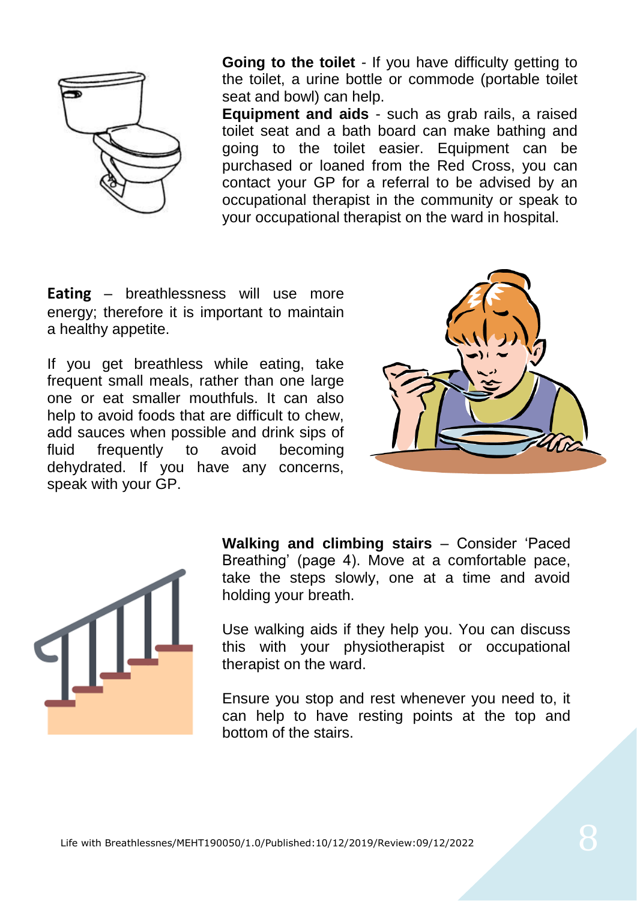**Going to the toilet** - If you have difficulty getting to the toilet, a urine bottle or commode (portable toilet seat and bowl) can help.

**Equipment and aids** - such as grab rails, a raised toilet seat and a bath board can make bathing and going to the toilet easier. Equipment can be purchased or loaned from the Red Cross, you can contact your GP for a referral to be advised by an occupational therapist in the community or speak to your occupational therapist on the ward in hospital.

**Eating** – breathlessness will use more energy; therefore it is important to maintain a healthy appetite.

If you get breathless while eating, take frequent small meals, rather than one large one or eat smaller mouthfuls. It can also help to avoid foods that are difficult to chew, add sauces when possible and drink sips of fluid frequently to avoid becoming dehydrated. If you have any concerns, speak with your GP.

**Walking and climbing stairs** – Consider 'Paced Breathing' (page 4). Move at a comfortable pace, take the steps slowly, one at a time and avoid holding your breath.

Use walking aids if they help you. You can discuss this with your physiotherapist or occupational therapist on the ward.

Ensure you stop and rest whenever you need to, it can help to have resting points at the top and bottom of the stairs.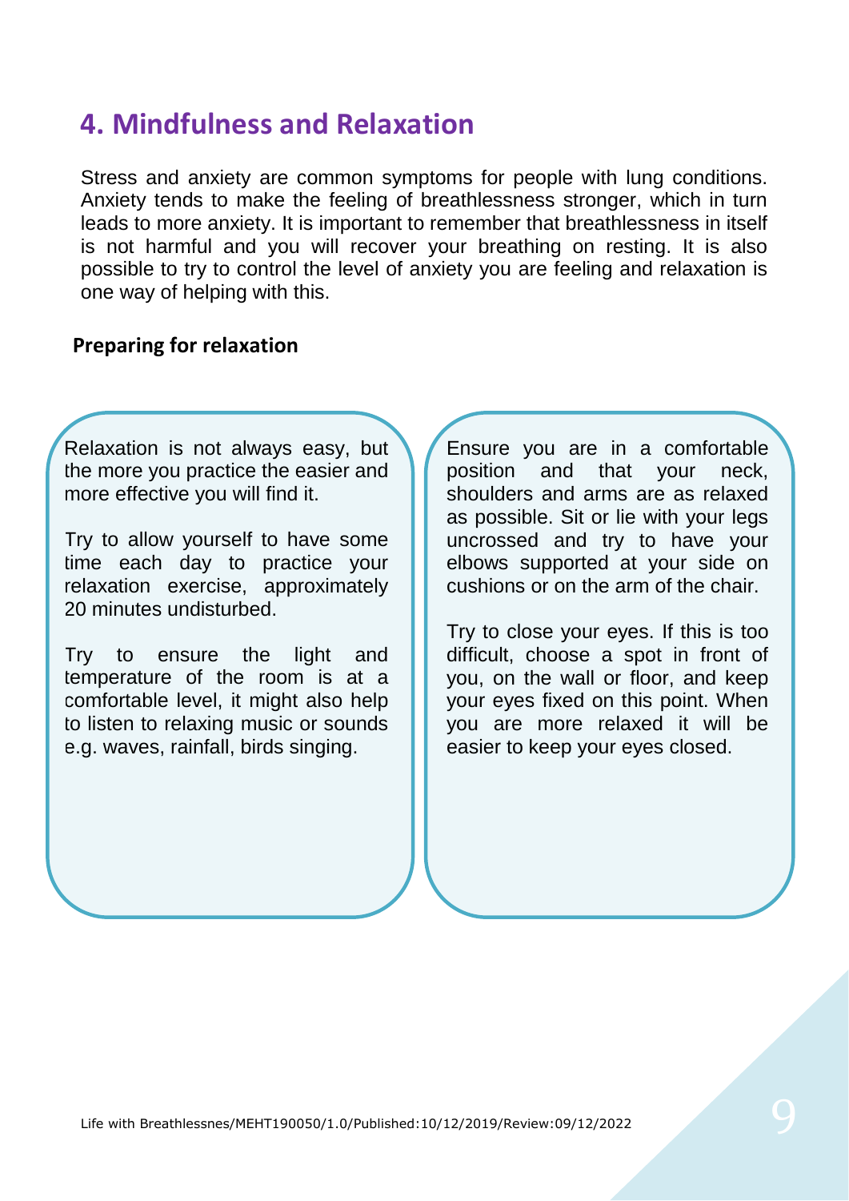## 4. Mindfulness and Relaxation

Stress and anxiety are common symptoms for people with lung conditions. Anxiety tends to make the feeling of breathlessness stronger, which in turn leads to more anxiety. It is important to remember that breathlessness in itself is not harmful and you will recover your breathing on resting. It is also possible to try to control the level of anxiety you are feeling and relaxation is one way of helping with this.

### Preparing for relaxation

Relaxation is not always easy, but the more you practice the easier and more effective you will find it.

Try to allow yourself to have some time each day to practice your relaxation exercise, approximately 20 minutes undisturbed.

Try to ensure the light and temperature of the room is at a comfortable level, it might also help to listen to relaxing music or sounds e.g. waves, rainfall, birds singing.

Ensure you are in a comfortable position and that your neck, shoulders and arms are as relaxed as possible. Sit or lie with your legs uncrossed and try to have your elbows supported at your side on cushions or on the arm of the chair.

Try to close your eyes. If this is too difficult, choose a spot in front of you, on the wall or floor, and keep your eyes fixed on this point. When you are more relaxed it will be easier to keep your eyes closed.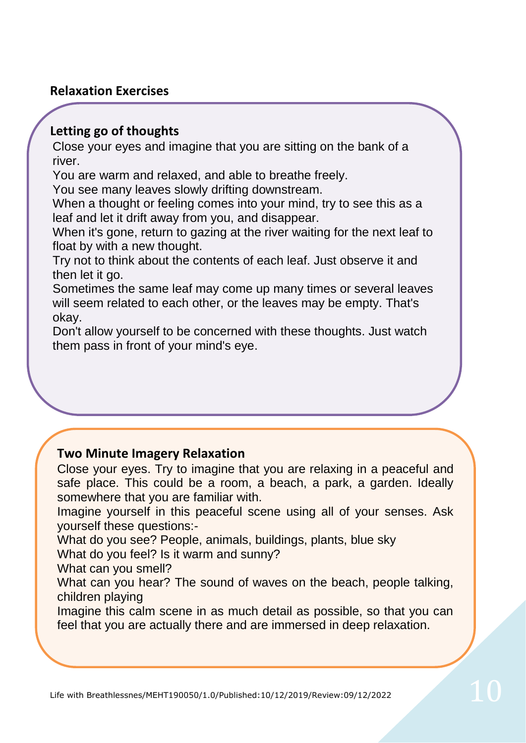## Relaxation Exercises

### Letting go of thoughts

Close your eyes and imagine that you are sitting on the bank of a river.

You are warm and relaxed, and able to breathe freely.

You see many leaves slowly drifting downstream.

When a thought or feeling comes into your mind, try to see this as a leaf and let it drift away from you, and disappear.

When it's gone, return to gazing at the river waiting for the next leaf to float by with a new thought.

Try not to think about the contents of each leaf. Just observe it and then let it go.

Sometimes the same leaf may come up many times or several leaves will seem related to each other, or the leaves may be empty. That's okay.

Don't allow yourself to be concerned with these thoughts. Just watch them pass in front of your mind's eye.

### Two Minute Imagery Relaxation

Close your eyes. Try to imagine that you are relaxing in a peaceful and safe place. This could be a room, a beach, a park, a garden. Ideally somewhere that you are familiar with.

Imagine yourself in this peaceful scene using all of your senses. Ask yourself these questions:-

What do you see? People, animals, buildings, plants, blue sky

What do you feel? Is it warm and sunny?

What can you smell?

What can you hear? The sound of waves on the beach, people talking, children playing

Imagine this calm scene in as much detail as possible, so that you can feel that you are actually there and are immersed in deep relaxation.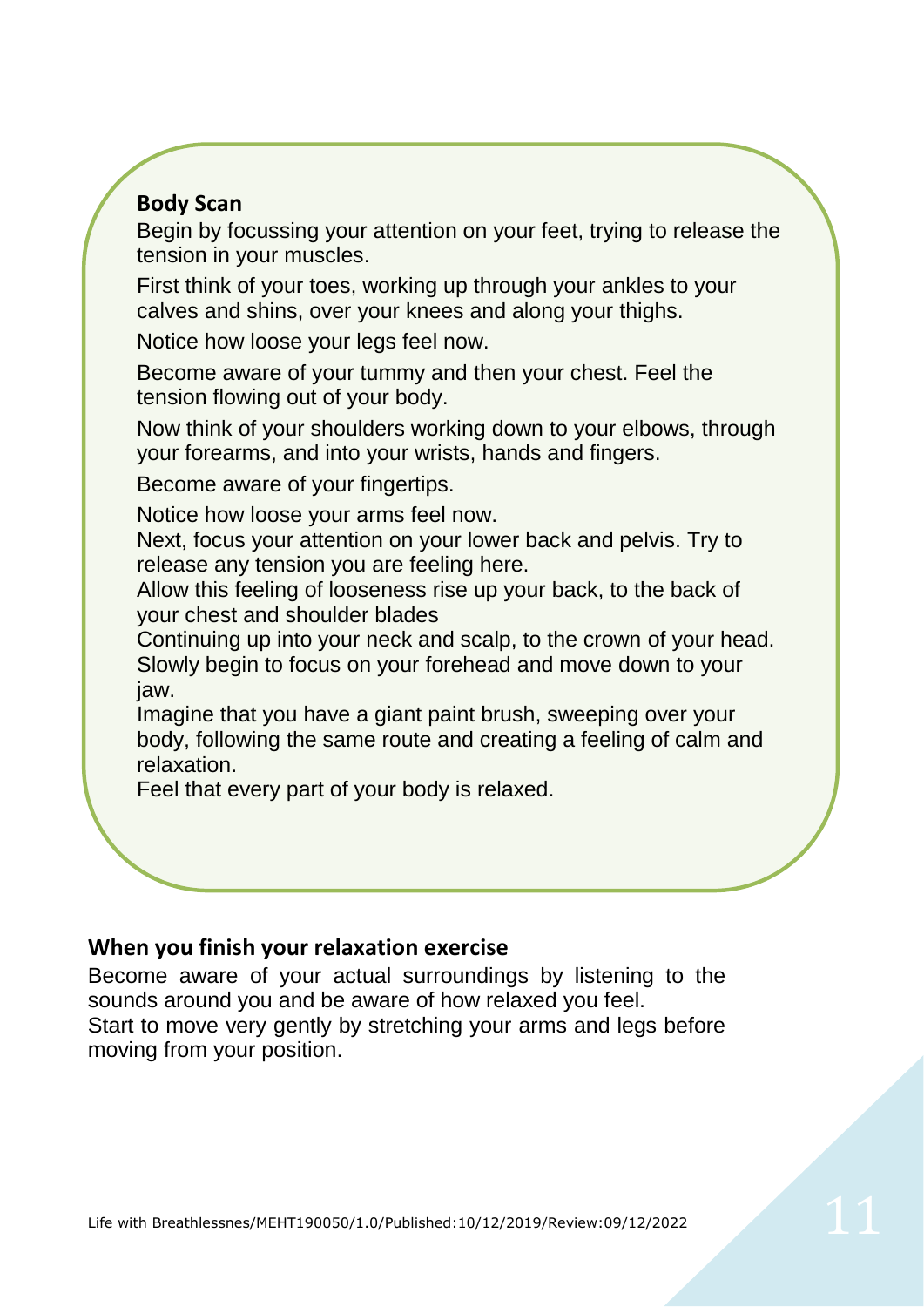**Body Scan**

Begin by focussing your attention on your feet, trying to release the tension in your muscles.

First think of your toes, working up through your ankles to your calves and shins, over your knees and along your thighs.

Notice how loose your legs feel now.

Become aware of your tummy and then your chest. Feel the tension flowing out of your body.

Now think of your shoulders working down to your elbows, through your forearms, and into your wrists, hands and fingers.

Become aware of your fingertips.

Notice how loose your arms feel now.
Next, focus your attention on your lower back and pelvis. Try to release any tension you are feeling here.
Allow this feeling of looseness rise up your back, to the back of your chest and shoulder blades
Continuing up into your neck and scalp, to the crown of your head.
Slowly begin to focus on your forehead and move down to your jaw.
Imagine that you have a giant paint brush, sweeping over your body, following the same route and creating a feeling of calm and relaxation.
Feel that every part of your body is relaxed.

## When you finish your relaxation exercise

Become aware of your actual surroundings by listening to the sounds around you and be aware of how relaxed you feel.
Start to move very gently by stretching your arms and legs before moving from your position.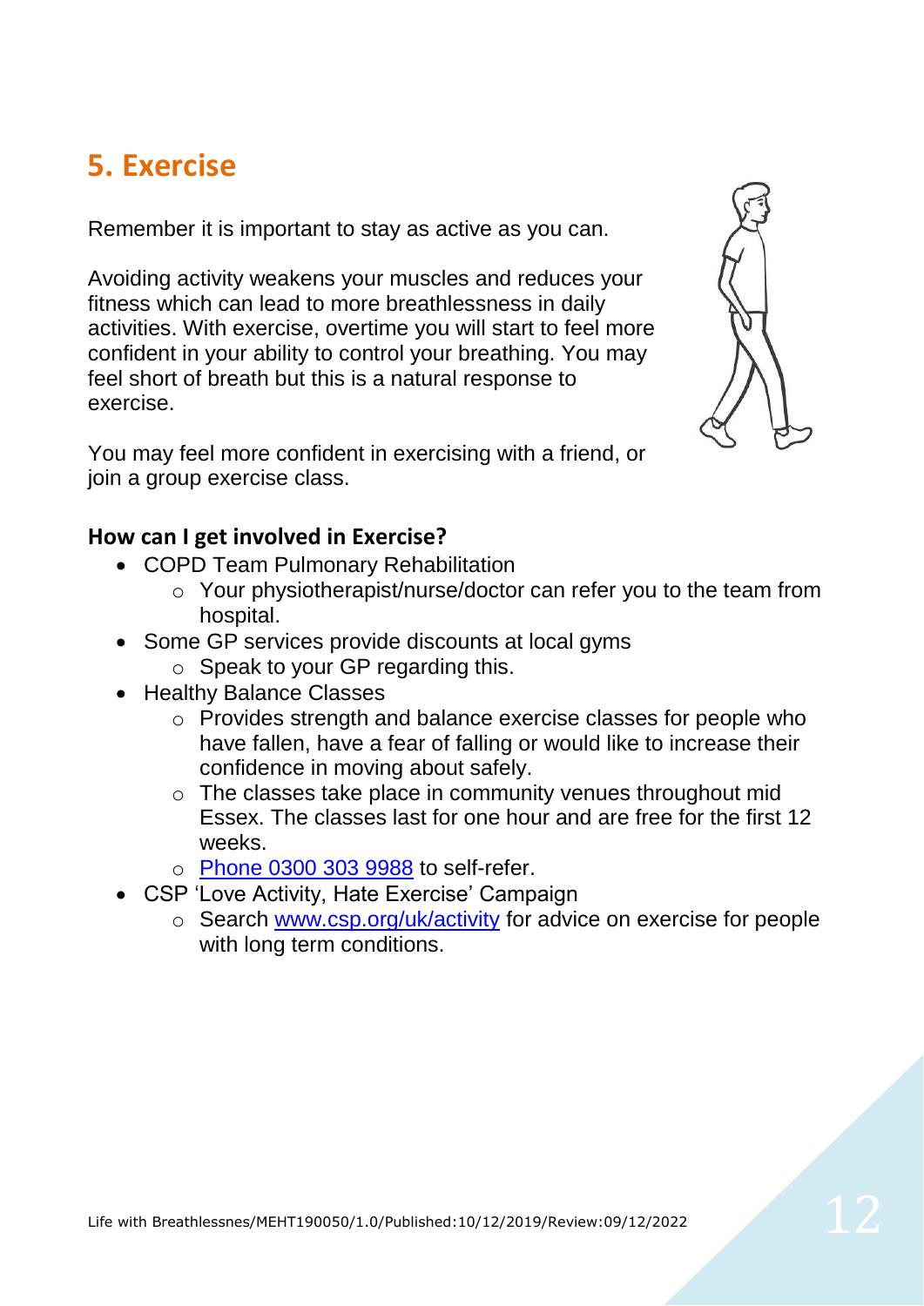## 5. Exercise

Remember it is important to stay as active as you can.

Avoiding activity weakens your muscles and reduces your fitness which can lead to more breathlessness in daily activities. With exercise, overtime you will start to feel more confident in your ability to control your breathing. You may feel short of breath but this is a natural response to exercise.

You may feel more confident in exercising with a friend, or join a group exercise class.

**How can I get involved in Exercise?**

- COPD Team Pulmonary Rehabilitation
  - Your physiotherapist/nurse/doctor can refer you to the team from hospital.
- Some GP services provide discounts at local gyms
  - Speak to your GP regarding this.
- Healthy Balance Classes
  - Provides strength and balance exercise classes for people who have fallen, have a fear of falling or would like to increase their confidence in moving about safely.
  - The classes take place in community venues throughout mid Essex. The classes last for one hour and are free for the first 12 weeks.
  - Phone 0300 303 9988 to self-refer.
- CSP 'Love Activity, Hate Exercise' Campaign
  - Search www.csp.org/uk/activity for advice on exercise for people with long term conditions.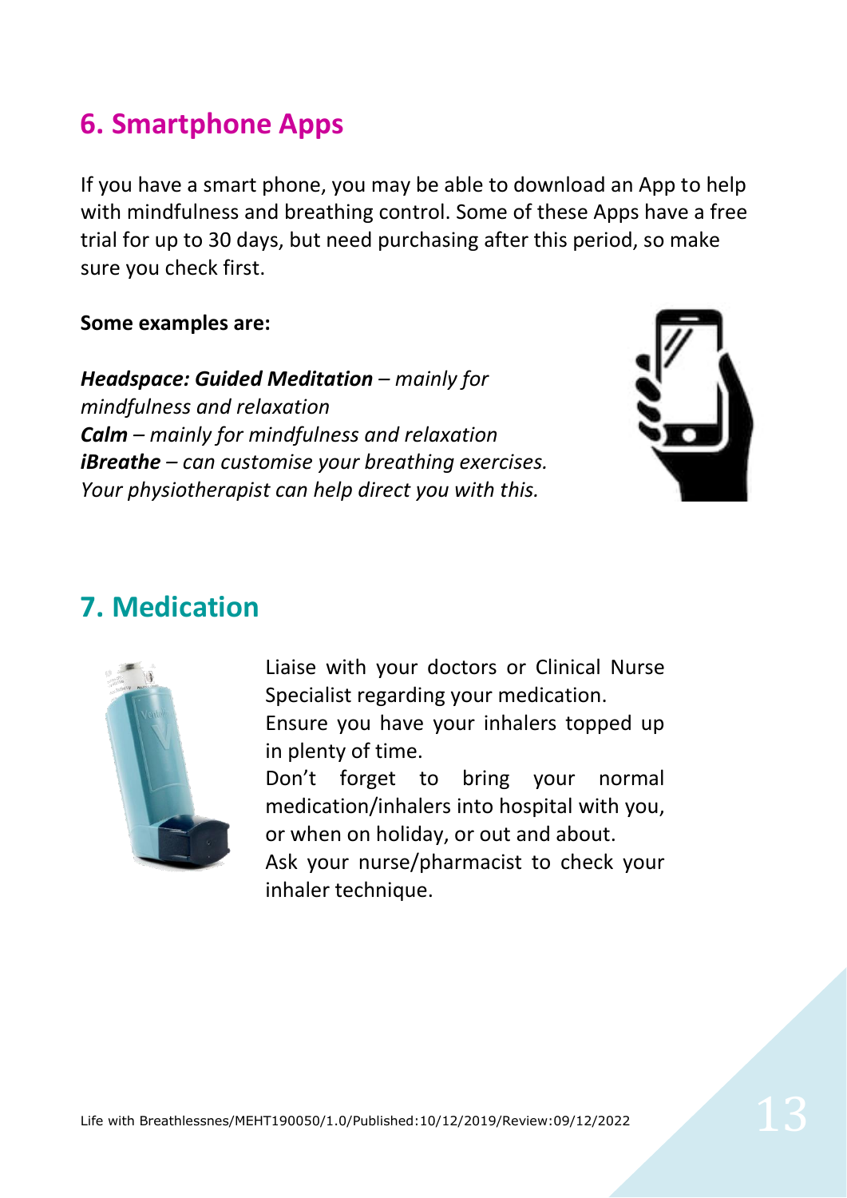## 6. Smartphone Apps

If you have a smart phone, you may be able to download an App to help with mindfulness and breathing control. Some of these Apps have a free trial for up to 30 days, but need purchasing after this period, so make sure you check first.

**Some examples are:**

***Headspace: Guided Meditation*** *– mainly for mindfulness and relaxation*
***Calm*** *– mainly for mindfulness and relaxation*
***iBreathe*** *– can customise your breathing exercises. Your physiotherapist can help direct you with this.*

## 7. Medication

Liaise with your doctors or Clinical Nurse Specialist regarding your medication.
Ensure you have your inhalers topped up in plenty of time.
Don't forget to bring your normal medication/inhalers into hospital with you, or when on holiday, or out and about.
Ask your nurse/pharmacist to check your inhaler technique.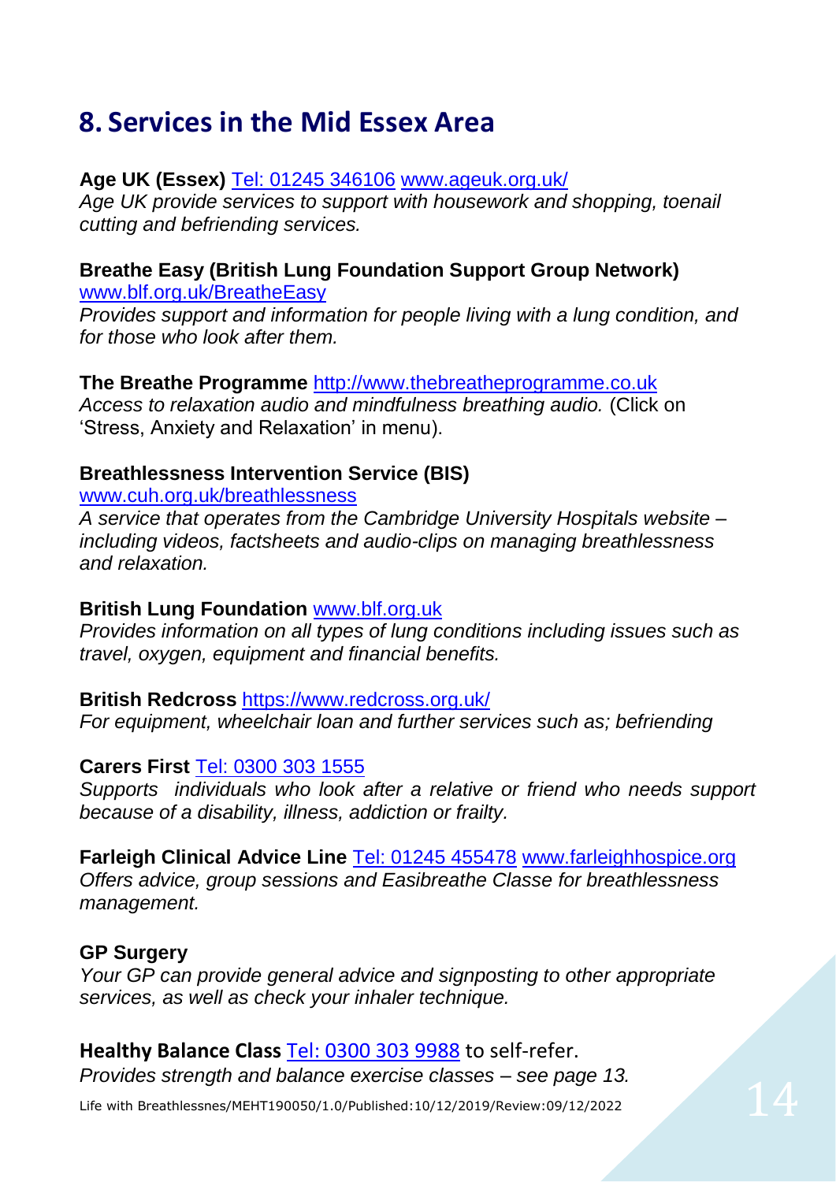## 8. Services in the Mid Essex Area

**Age UK (Essex)** Tel: 01245 346106 www.ageuk.org.uk/
*Age UK provide services to support with housework and shopping, toenail cutting and befriending services.*

**Breathe Easy (British Lung Foundation Support Group Network)**
www.blf.org.uk/BreatheEasy
*Provides support and information for people living with a lung condition, and for those who look after them.*

**The Breathe Programme** http://www.thebreatheprogramme.co.uk
*Access to relaxation audio and mindfulness breathing audio.* (Click on 'Stress, Anxiety and Relaxation' in menu).

**Breathlessness Intervention Service (BIS)**
www.cuh.org.uk/breathlessness
*A service that operates from the Cambridge University Hospitals website – including videos, factsheets and audio-clips on managing breathlessness and relaxation.*

**British Lung Foundation** www.blf.org.uk
*Provides information on all types of lung conditions including issues such as travel, oxygen, equipment and financial benefits.*

**British Redcross** https://www.redcross.org.uk/
*For equipment, wheelchair loan and further services such as; befriending*

**Carers First** Tel: 0300 303 1555
*Supports individuals who look after a relative or friend who needs support because of a disability, illness, addiction or frailty.*

**Farleigh Clinical Advice Line** Tel: 01245 455478 www.farleighhospice.org
*Offers advice, group sessions and Easibreathe Classe for breathlessness management.*

**GP Surgery**
*Your GP can provide general advice and signposting to other appropriate services, as well as check your inhaler technique.*

**Healthy Balance Class** Tel: 0300 303 9988 to self-refer.
*Provides strength and balance exercise classes – see page 13.*

Life with Breathlessnes/MEHT190050/1.0/Published:10/12/2019/Review:09/12/2022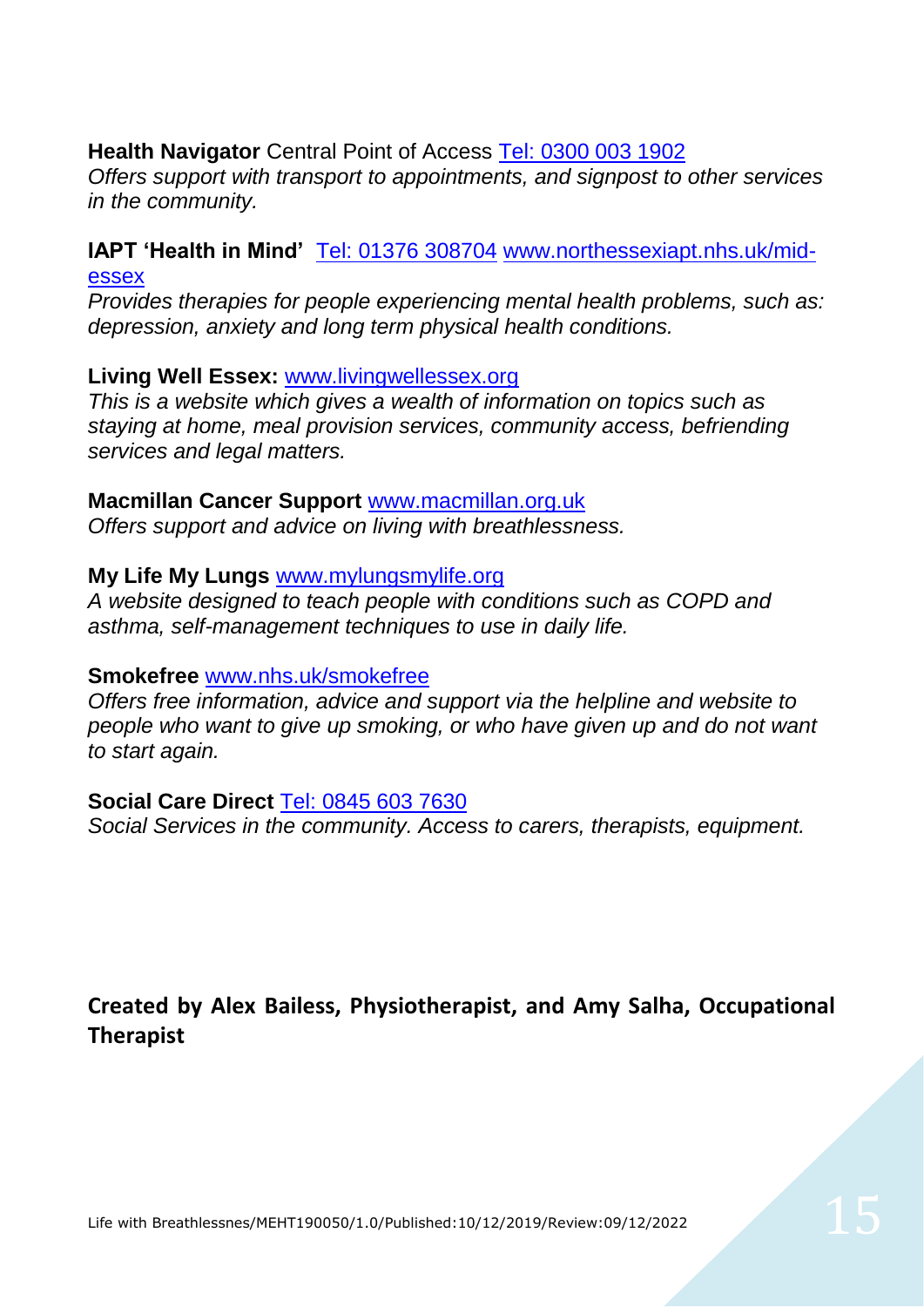**Health Navigator** Central Point of Access Tel: 0300 003 1902

*Offers support with transport to appointments, and signpost to other services in the community.*

**IAPT 'Health in Mind'** Tel: 01376 308704 www.northessexiapt.nhs.uk/mid-essex

*Provides therapies for people experiencing mental health problems, such as: depression, anxiety and long term physical health conditions.*

**Living Well Essex:** www.livingwellessex.org

*This is a website which gives a wealth of information on topics such as staying at home, meal provision services, community access, befriending services and legal matters.*

**Macmillan Cancer Support** www.macmillan.org.uk

*Offers support and advice on living with breathlessness.*

**My Life My Lungs** www.mylungsmylife.org

*A website designed to teach people with conditions such as COPD and asthma, self-management techniques to use in daily life.*

**Smokefree** www.nhs.uk/smokefree

*Offers free information, advice and support via the helpline and website to people who want to give up smoking, or who have given up and do not want to start again.*

**Social Care Direct** Tel: 0845 603 7630

*Social Services in the community. Access to carers, therapists, equipment.*

**Created by Alex Bailess, Physiotherapist, and Amy Salha, Occupational Therapist**

Life with Breathlessnes/MEHT190050/1.0/Published:10/12/2019/Review:09/12/2022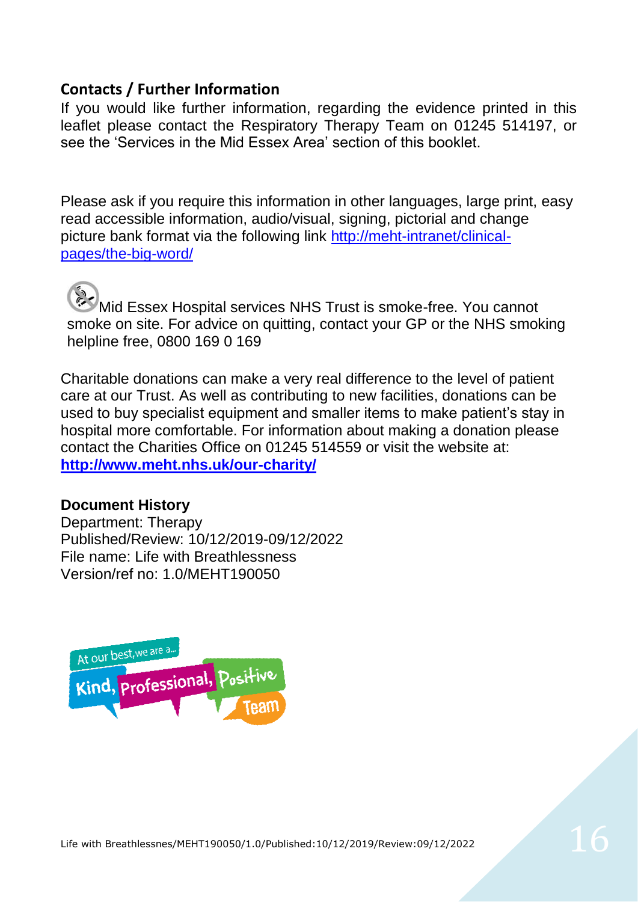## Contacts / Further Information

If you would like further information, regarding the evidence printed in this leaflet please contact the Respiratory Therapy Team on 01245 514197, or see the 'Services in the Mid Essex Area' section of this booklet.

Please ask if you require this information in other languages, large print, easy read accessible information, audio/visual, signing, pictorial and change picture bank format via the following link [http://meht-intranet/clinical-pages/the-big-word/](http://meht-intranet/clinical-pages/the-big-word/)

Mid Essex Hospital services NHS Trust is smoke-free. You cannot smoke on site. For advice on quitting, contact your GP or the NHS smoking helpline free, 0800 169 0 169

Charitable donations can make a very real difference to the level of patient care at our Trust. As well as contributing to new facilities, donations can be used to buy specialist equipment and smaller items to make patient's stay in hospital more comfortable. For information about making a donation please contact the Charities Office on 01245 514559 or visit the website at: **[http://www.meht.nhs.uk/our-charity/](http://www.meht.nhs.uk/our-charity/)**

**Document History**
Department: Therapy
Published/Review: 10/12/2019-09/12/2022
File name: Life with Breathlessness
Version/ref no: 1.0/MEHT190050

At our best, we are a...
Kind, Professional, Positive Team